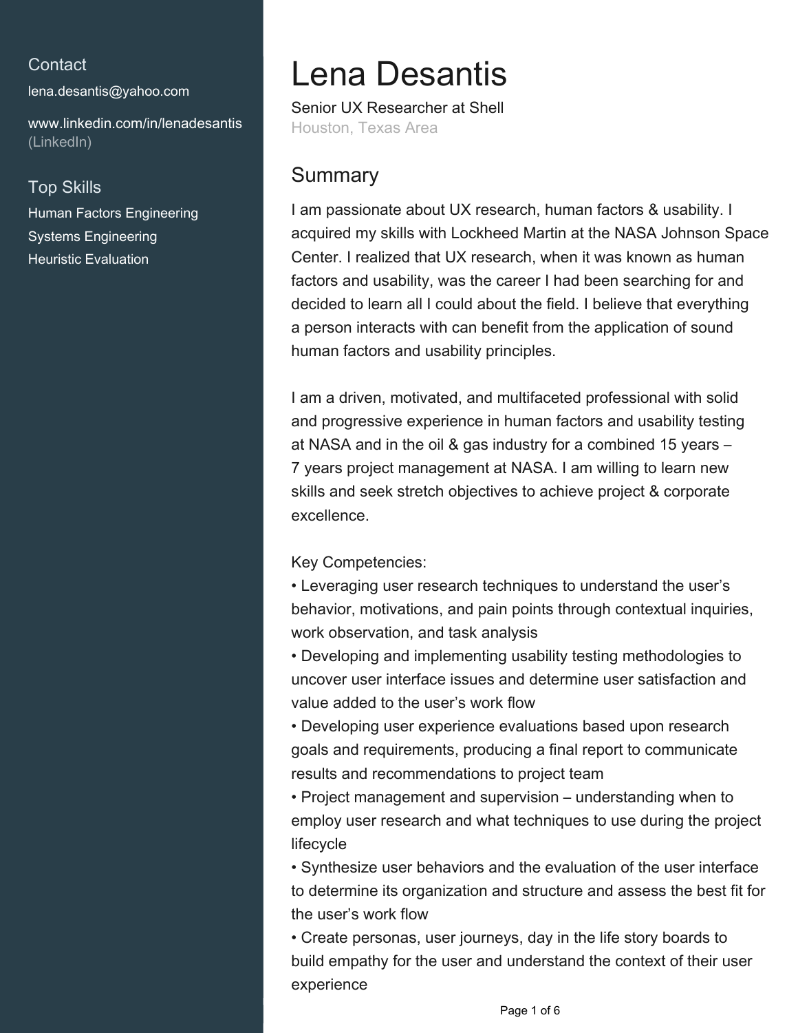## Contact

lena.desantis@yahoo.com

www.linkedin.com/in/lenadesantis (LinkedIn)

## Top Skills

Human Factors Engineering

Systems Engineering

Heuristic Evaluation

# Lena Desantis

Senior UX Researcher at Shell

Houston, Texas Area

## Summary

I am passionate about UX research, human factors & usability. I acquired my skills with Lockheed Martin at the NASA Johnson Space Center. I realized that UX research, when it was known as human factors and usability, was the career I had been searching for and decided to learn all I could about the field. I believe that everything a person interacts with can benefit from the application of sound human factors and usability principles.

I am a driven, motivated, and multifaceted professional with solid and progressive experience in human factors and usability testing at NASA and in the oil & gas industry for a combined 15 years – 7 years project management at NASA. I am willing to learn new skills and seek stretch objectives to achieve project & corporate excellence.

Key Competencies:

• Leveraging user research techniques to understand the user's behavior, motivations, and pain points through contextual inquiries, work observation, and task analysis

• Developing and implementing usability testing methodologies to uncover user interface issues and determine user satisfaction and value added to the user's work flow

• Developing user experience evaluations based upon research goals and requirements, producing a final report to communicate results and recommendations to project team

• Project management and supervision – understanding when to employ user research and what techniques to use during the project lifecycle

• Synthesize user behaviors and the evaluation of the user interface to determine its organization and structure and assess the best fit for the user's work flow

• Create personas, user journeys, day in the life story boards to build empathy for the user and understand the context of their user experience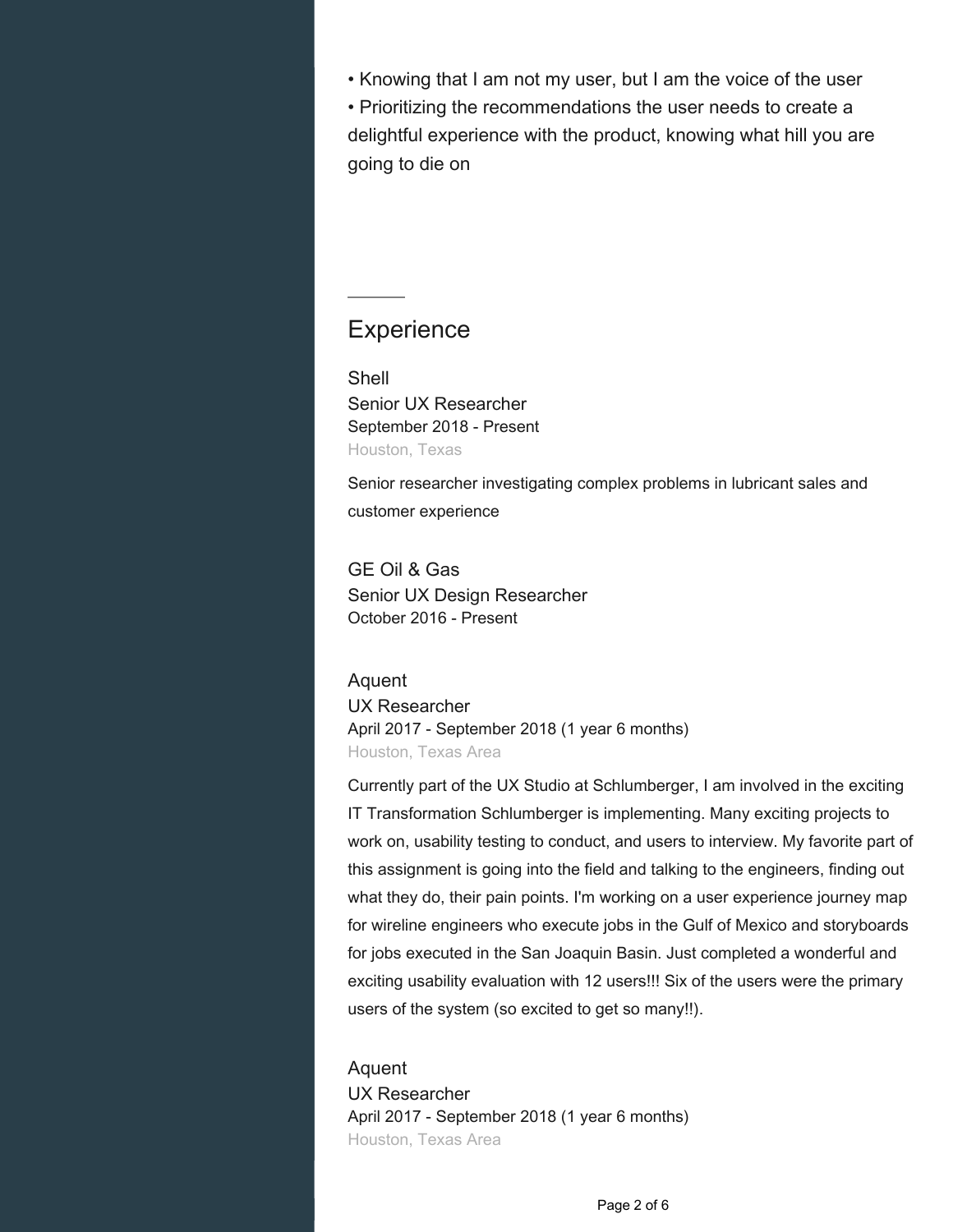• Knowing that I am not my user, but I am the voice of the user
• Prioritizing the recommendations the user needs to create a delightful experience with the product, knowing what hill you are going to die on

## Experience

### Shell
Senior UX Researcher
September 2018 - Present
Houston, Texas

Senior researcher investigating complex problems in lubricant sales and customer experience

### GE Oil & Gas
Senior UX Design Researcher
October 2016 - Present

### Aquent
UX Researcher
April 2017 - September 2018 (1 year 6 months)
Houston, Texas Area

Currently part of the UX Studio at Schlumberger, I am involved in the exciting IT Transformation Schlumberger is implementing. Many exciting projects to work on, usability testing to conduct, and users to interview. My favorite part of this assignment is going into the field and talking to the engineers, finding out what they do, their pain points. I'm working on a user experience journey map for wireline engineers who execute jobs in the Gulf of Mexico and storyboards for jobs executed in the San Joaquin Basin. Just completed a wonderful and exciting usability evaluation with 12 users!!! Six of the users were the primary users of the system (so excited to get so many!!).

### Aquent
UX Researcher
April 2017 - September 2018 (1 year 6 months)
Houston, Texas Area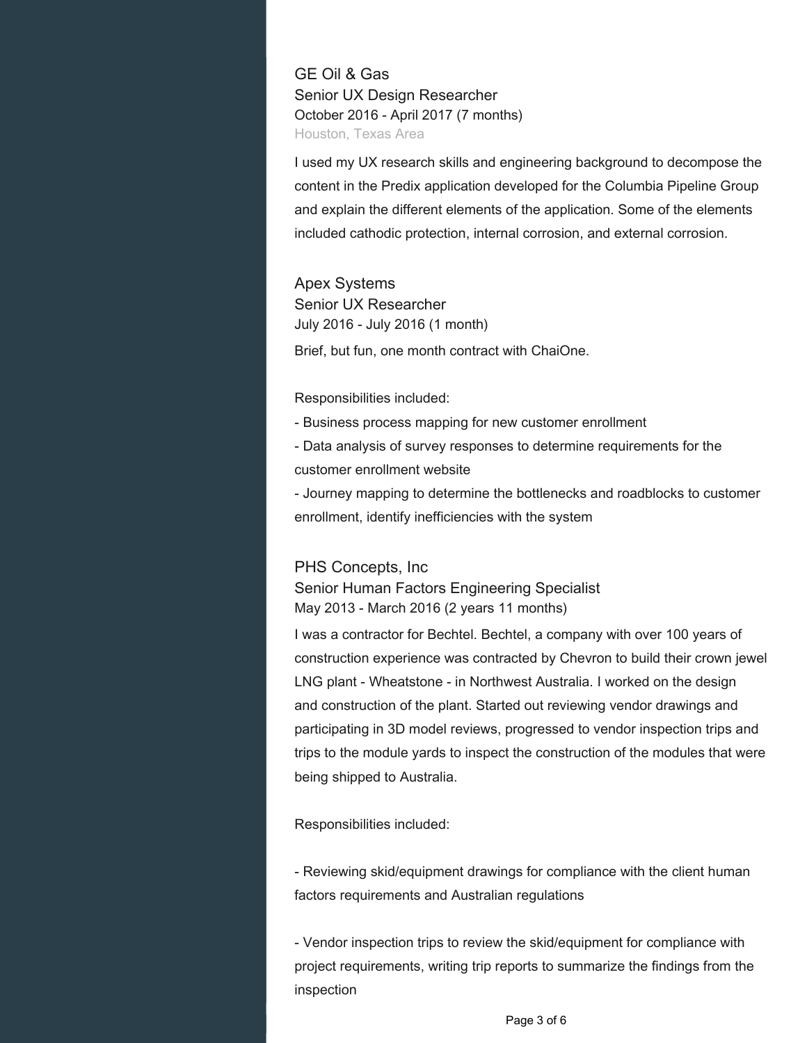### GE Oil & Gas
Senior UX Design Researcher
October 2016 - April 2017 (7 months)
Houston, Texas Area

I used my UX research skills and engineering background to decompose the content in the Predix application developed for the Columbia Pipeline Group and explain the different elements of the application. Some of the elements included cathodic protection, internal corrosion, and external corrosion.

### Apex Systems
Senior UX Researcher
July 2016 - July 2016 (1 month)

Brief, but fun, one month contract with ChaiOne.

Responsibilities included:

- Business process mapping for new customer enrollment
- Data analysis of survey responses to determine requirements for the customer enrollment website
- Journey mapping to determine the bottlenecks and roadblocks to customer enrollment, identify inefficiencies with the system

### PHS Concepts, Inc
Senior Human Factors Engineering Specialist
May 2013 - March 2016 (2 years 11 months)

I was a contractor for Bechtel. Bechtel, a company with over 100 years of construction experience was contracted by Chevron to build their crown jewel LNG plant - Wheatstone - in Northwest Australia. I worked on the design and construction of the plant. Started out reviewing vendor drawings and participating in 3D model reviews, progressed to vendor inspection trips and trips to the module yards to inspect the construction of the modules that were being shipped to Australia.

Responsibilities included:

- Reviewing skid/equipment drawings for compliance with the client human factors requirements and Australian regulations

- Vendor inspection trips to review the skid/equipment for compliance with project requirements, writing trip reports to summarize the findings from the inspection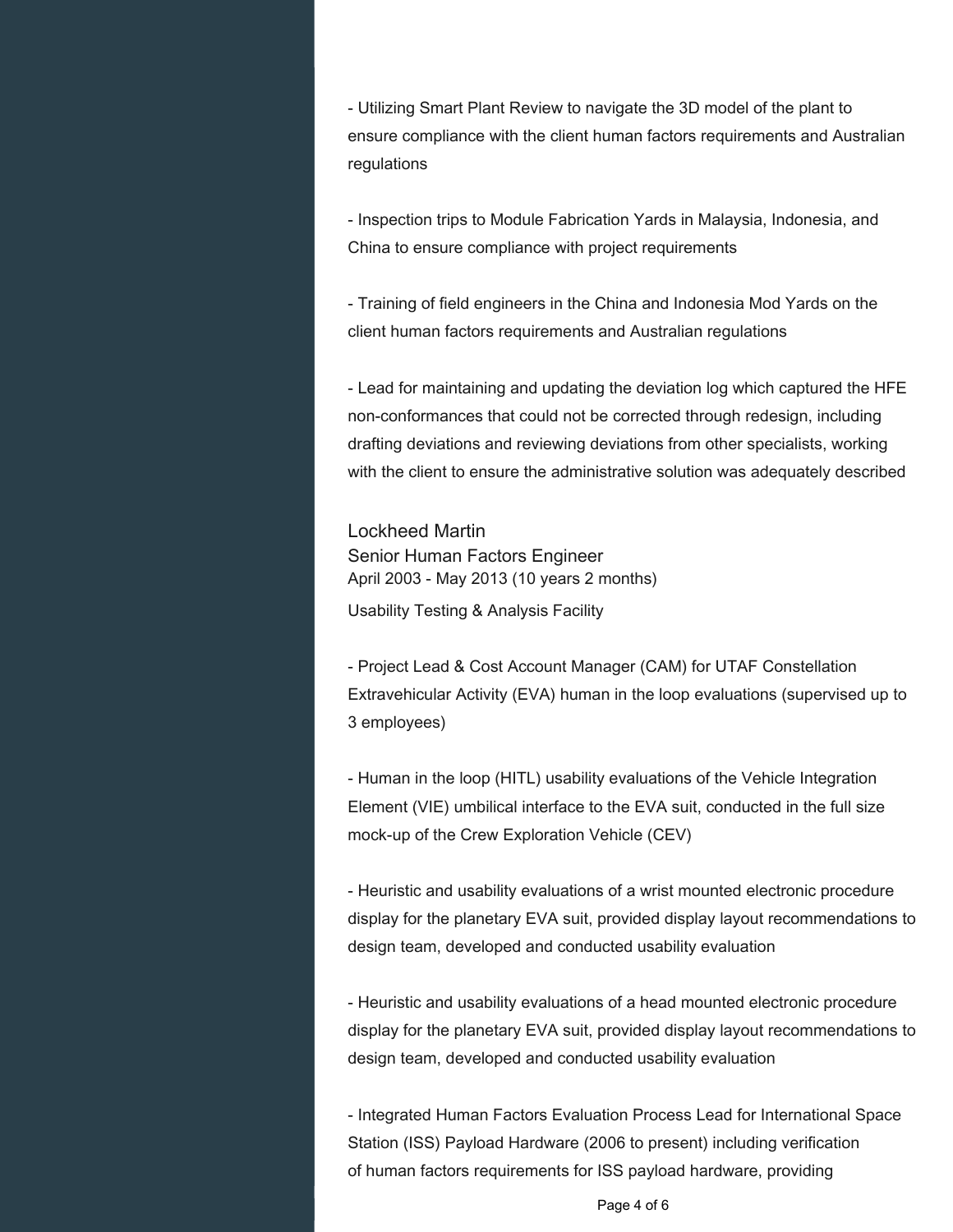- Utilizing Smart Plant Review to navigate the 3D model of the plant to ensure compliance with the client human factors requirements and Australian regulations

- Inspection trips to Module Fabrication Yards in Malaysia, Indonesia, and China to ensure compliance with project requirements

- Training of field engineers in the China and Indonesia Mod Yards on the client human factors requirements and Australian regulations

- Lead for maintaining and updating the deviation log which captured the HFE non-conformances that could not be corrected through redesign, including drafting deviations and reviewing deviations from other specialists, working with the client to ensure the administrative solution was adequately described

### Lockheed Martin

Senior Human Factors Engineer

April 2003 - May 2013 (10 years 2 months)

Usability Testing & Analysis Facility

- Project Lead & Cost Account Manager (CAM) for UTAF Constellation Extravehicular Activity (EVA) human in the loop evaluations (supervised up to 3 employees)

- Human in the loop (HITL) usability evaluations of the Vehicle Integration Element (VIE) umbilical interface to the EVA suit, conducted in the full size mock-up of the Crew Exploration Vehicle (CEV)

- Heuristic and usability evaluations of a wrist mounted electronic procedure display for the planetary EVA suit, provided display layout recommendations to design team, developed and conducted usability evaluation

- Heuristic and usability evaluations of a head mounted electronic procedure display for the planetary EVA suit, provided display layout recommendations to design team, developed and conducted usability evaluation

- Integrated Human Factors Evaluation Process Lead for International Space Station (ISS) Payload Hardware (2006 to present) including verification of human factors requirements for ISS payload hardware, providing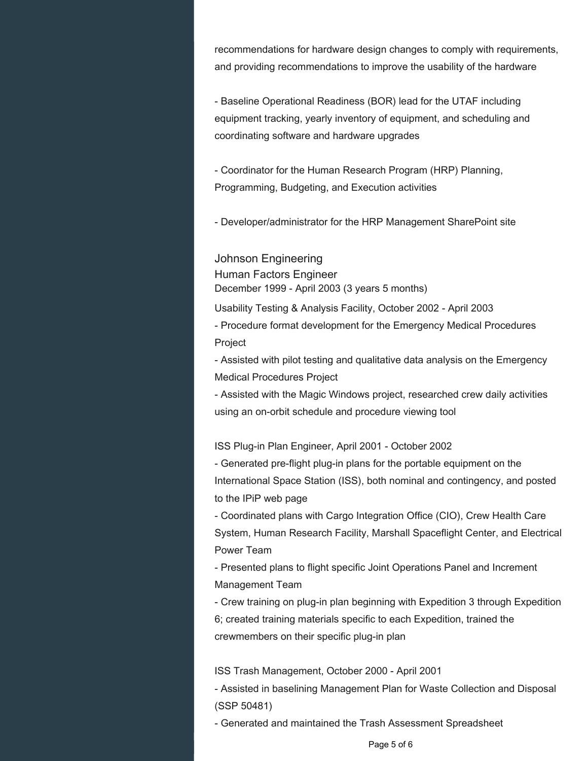recommendations for hardware design changes to comply with requirements, and providing recommendations to improve the usability of the hardware

- Baseline Operational Readiness (BOR) lead for the UTAF including equipment tracking, yearly inventory of equipment, and scheduling and coordinating software and hardware upgrades

- Coordinator for the Human Research Program (HRP) Planning, Programming, Budgeting, and Execution activities

- Developer/administrator for the HRP Management SharePoint site

### Johnson Engineering

#### Human Factors Engineer

December 1999 - April 2003 (3 years 5 months)

Usability Testing & Analysis Facility, October 2002 - April 2003

- Procedure format development for the Emergency Medical Procedures Project
- Assisted with pilot testing and qualitative data analysis on the Emergency Medical Procedures Project
- Assisted with the Magic Windows project, researched crew daily activities using an on-orbit schedule and procedure viewing tool

ISS Plug-in Plan Engineer, April 2001 - October 2002

- Generated pre-flight plug-in plans for the portable equipment on the International Space Station (ISS), both nominal and contingency, and posted to the IPiP web page
- Coordinated plans with Cargo Integration Office (CIO), Crew Health Care System, Human Research Facility, Marshall Spaceflight Center, and Electrical Power Team
- Presented plans to flight specific Joint Operations Panel and Increment Management Team
- Crew training on plug-in plan beginning with Expedition 3 through Expedition 6; created training materials specific to each Expedition, trained the crewmembers on their specific plug-in plan

ISS Trash Management, October 2000 - April 2001

- Assisted in baselining Management Plan for Waste Collection and Disposal (SSP 50481)
- Generated and maintained the Trash Assessment Spreadsheet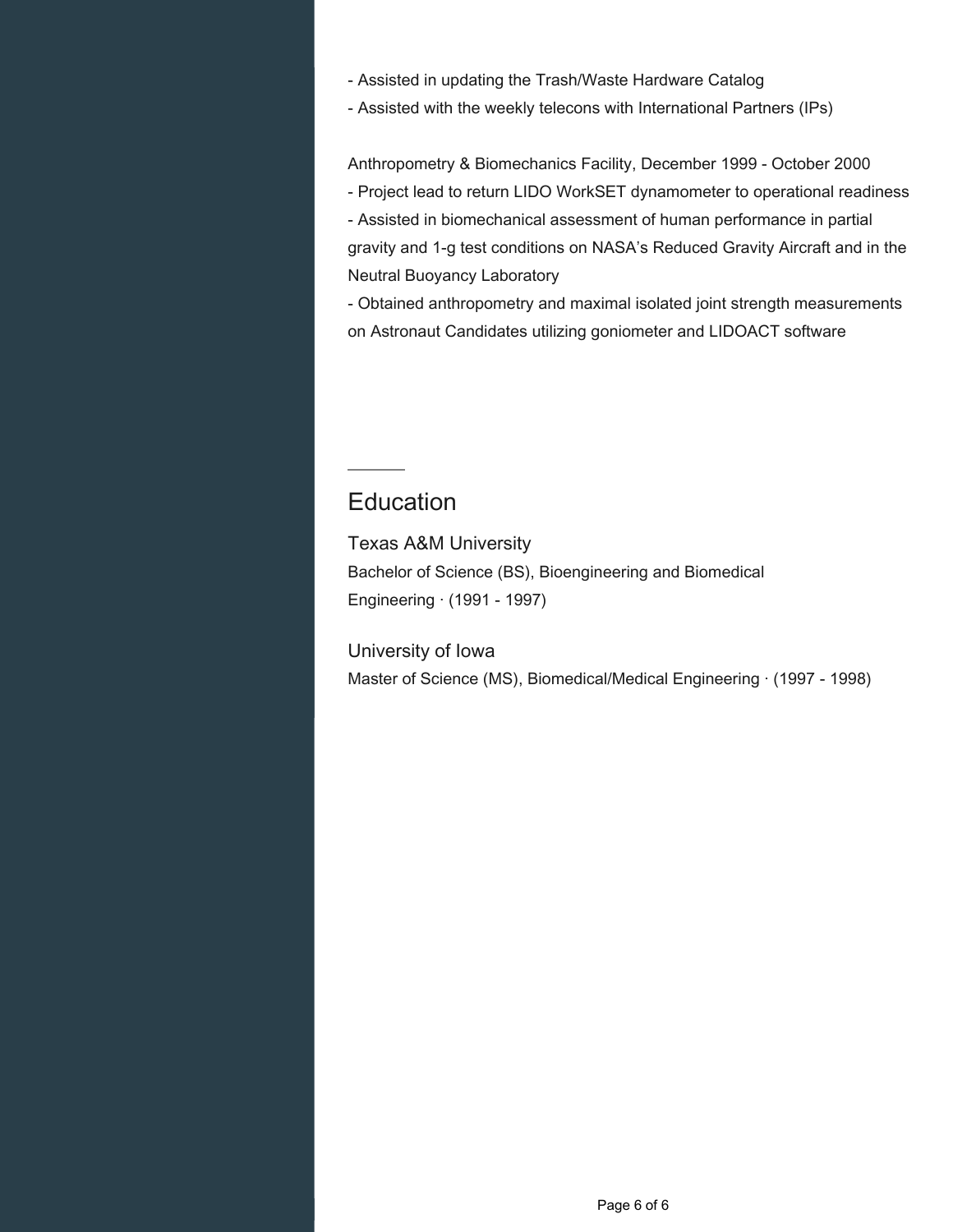- Assisted in updating the Trash/Waste Hardware Catalog
- Assisted with the weekly telecons with International Partners (IPs)

Anthropometry & Biomechanics Facility, December 1999 - October 2000
- Project lead to return LIDO WorkSET dynamometer to operational readiness
- Assisted in biomechanical assessment of human performance in partial gravity and 1-g test conditions on NASA's Reduced Gravity Aircraft and in the Neutral Buoyancy Laboratory
- Obtained anthropometry and maximal isolated joint strength measurements on Astronaut Candidates utilizing goniometer and LIDOACT software

## Education

### Texas A&M University

Bachelor of Science (BS), Bioengineering and Biomedical Engineering · (1991 - 1997)

### University of Iowa

Master of Science (MS), Biomedical/Medical Engineering · (1997 - 1998)